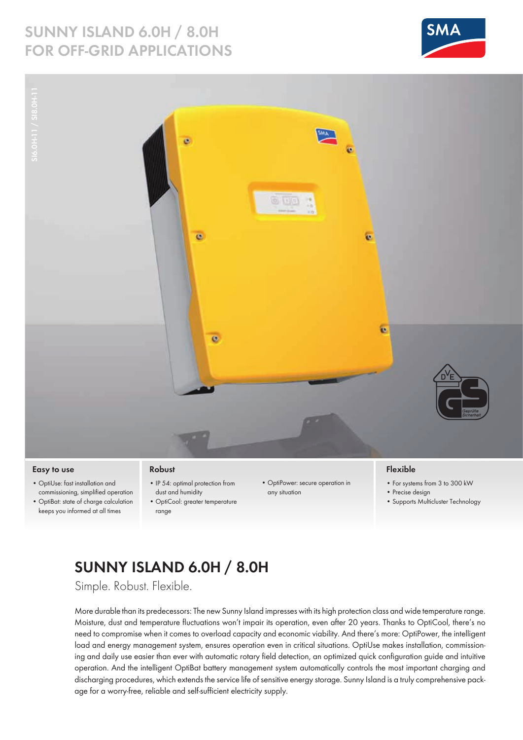# SUNNY ISLAND 6.0H / 8.0H FOR OFF-GRID APPLICATIONS

SI6.0H-11 / SI8.0H-11

### Easy to use

- OptiUse: fast installation and commissioning, simplified operation
- OptiBat: state of charge calculation keeps you informed at all times

### Robust

- IP 54: optimal protection from dust and humidity
- OptiCool: greater temperature range
- OptiPower: secure operation in any situation

### Flexible

- For systems from 3 to 300 kW
- Precise design
- Supports Multicluster Technology

## SUNNY ISLAND 6.0H / 8.0H

Simple. Robust. Flexible.

More durable than its predecessors: The new Sunny Island impresses with its high protection class and wide temperature range. Moisture, dust and temperature fluctuations won't impair its operation, even after 20 years. Thanks to OptiCool, there's no need to compromise when it comes to overload capacity and economic viability. And there's more: OptiPower, the intelligent load and energy management system, ensures operation even in critical situations. OptiUse makes installation, commissioning and daily use easier than ever with automatic rotary field detection, an optimized quick configuration guide and intuitive operation. And the intelligent OptiBat battery management system automatically controls the most important charging and discharging procedures, which extends the service life of sensitive energy storage. Sunny Island is a truly comprehensive package for a worry-free, reliable and self-sufficient electricity supply.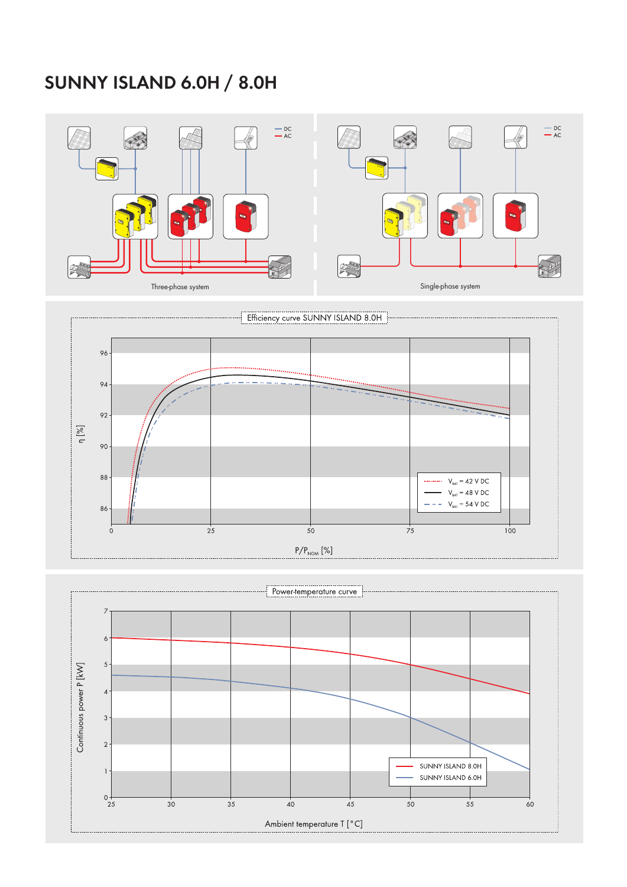# SUNNY ISLAND 6.0H / 8.0H

— DC
— AC

Three-phase system

— DC
— AC

Single-phase system

Efficiency curve SUNNY ISLAND 8.0H

η [%]

96
94
92
90
88
86

0 25 50 75 100

$P/P_{NOM}$ [%]

$V_{BAT}$ = 42 V DC
$V_{BAT}$ = 48 V DC
$V_{BAT}$ = 54 V DC

Power-temperature curve

Continuous power P [kW]

7
6
5
4
3
2
1
0

25 30 35 40 45 50 55 60

Ambient temperature T [°C]

SUNNY ISLAND 8.0H
SUNNY ISLAND 6.0H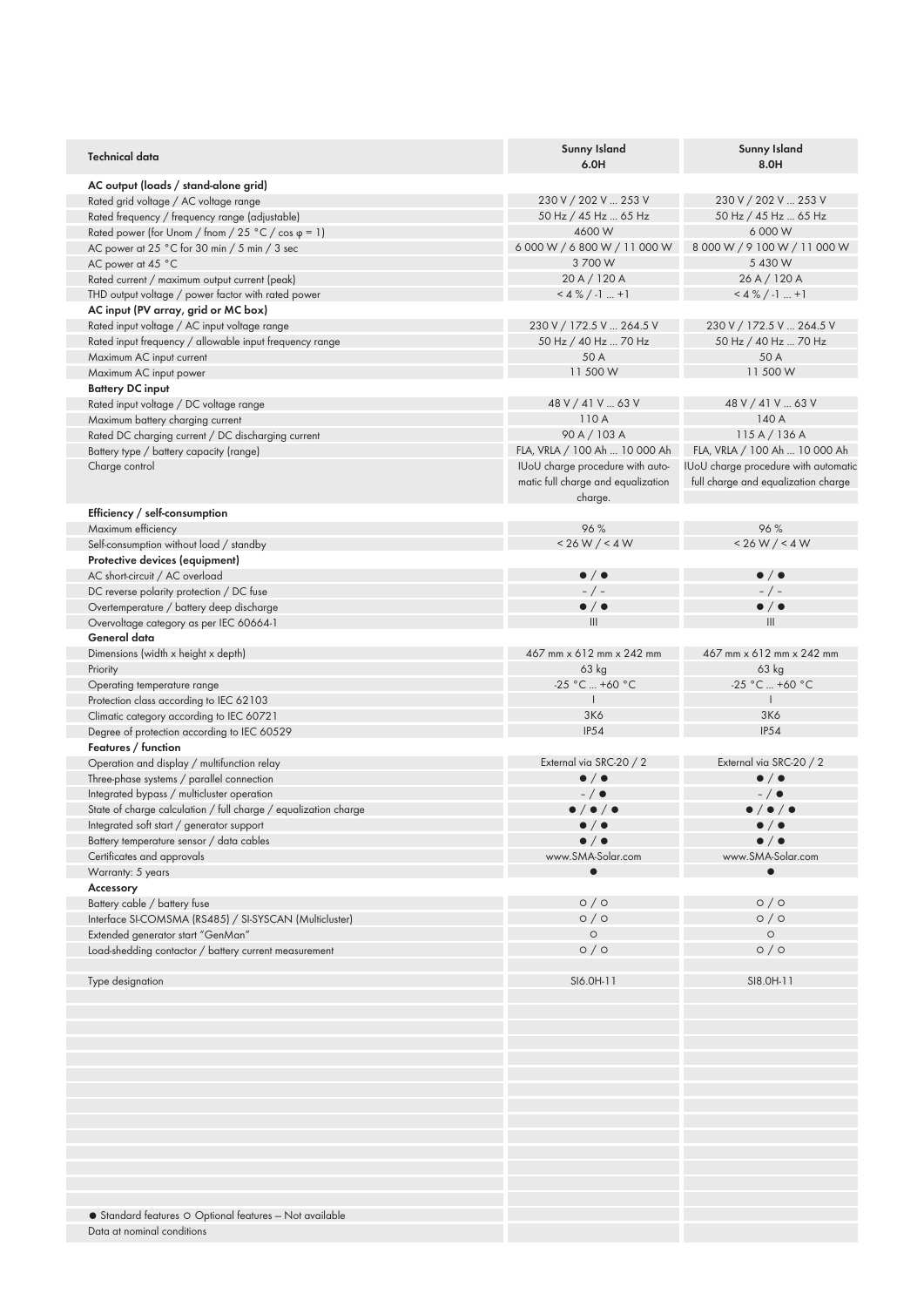| Technical data | Sunny Island 6.0H | Sunny Island 8.0H |
|---|---|---|
| **AC output (loads / stand-alone grid)** | | |
| Rated grid voltage / AC voltage range | 230 V / 202 V ... 253 V | 230 V / 202 V ... 253 V |
| Rated frequency / frequency range (adjustable) | 50 Hz / 45 Hz ... 65 Hz | 50 Hz / 45 Hz ... 65 Hz |
| Rated power (for Unom / fnom / 25 °C / cos φ = 1) | 4600 W | 6 000 W |
| AC power at 25 °C for 30 min / 5 min / 3 sec | 6 000 W / 6 800 W / 11 000 W | 8 000 W / 9 100 W / 11 000 W |
| AC power at 45 °C | 3 700 W | 5 430 W |
| Rated current / maximum output current (peak) | 20 A / 120 A | 26 A / 120 A |
| THD output voltage / power factor with rated power | < 4 % / -1 ... +1 | < 4 % / -1 ... +1 |
| **AC input (PV array, grid or MC box)** | | |
| Rated input voltage / AC input voltage range | 230 V / 172.5 V ... 264.5 V | 230 V / 172.5 V ... 264.5 V |
| Rated input frequency / allowable input frequency range | 50 Hz / 40 Hz ... 70 Hz | 50 Hz / 40 Hz ... 70 Hz |
| Maximum AC input current | 50 A | 50 A |
| Maximum AC input power | 11 500 W | 11 500 W |
| **Battery DC input** | | |
| Rated input voltage / DC voltage range | 48 V / 41 V ... 63 V | 48 V / 41 V ... 63 V |
| Maximum battery charging current | 110 A | 140 A |
| Rated DC charging current / DC discharging current | 90 A / 103 A | 115 A / 136 A |
| Battery type / battery capacity (range) | FLA, VRLA / 100 Ah ... 10 000 Ah | FLA, VRLA / 100 Ah ... 10 000 Ah |
| Charge control | IUoU charge procedure with automatic full charge and equalization charge. | IUoU charge procedure with automatic full charge and equalization charge |
| **Efficiency / self-consumption** | | |
| Maximum efficiency | 96 % | 96 % |
| Self-consumption without load / standby | < 26 W / < 4 W | < 26 W / < 4 W |
| **Protective devices (equipment)** | | |
| AC short-circuit / AC overload | ● / ● | ● / ● |
| DC reverse polarity protection / DC fuse | – / – | – / – |
| Overtemperature / battery deep discharge | ● / ● | ● / ● |
| Overvoltage category as per IEC 60664-1 | III | III |
| **General data** | | |
| Dimensions (width x height x depth) | 467 mm x 612 mm x 242 mm | 467 mm x 612 mm x 242 mm |
| Priority | 63 kg | 63 kg |
| Operating temperature range | -25 °C ... +60 °C | -25 °C ... +60 °C |
| Protection class according to IEC 62103 | I | I |
| Climatic category according to IEC 60721 | 3K6 | 3K6 |
| Degree of protection according to IEC 60529 | IP54 | IP54 |
| **Features / function** | | |
| Operation and display / multifunction relay | External via SRC-20 / 2 | External via SRC-20 / 2 |
| Three-phase systems / parallel connection | ● / ● | ● / ● |
| Integrated bypass / multicluster operation | – / ● | – / ● |
| State of charge calculation / full charge / equalization charge | ● / ● / ● | ● / ● / ● |
| Integrated soft start / generator support | ● / ● | ● / ● |
| Battery temperature sensor / data cables | ● / ● | ● / ● |
| Certificates and approvals | www.SMA-Solar.com | www.SMA-Solar.com |
| Warranty: 5 years | ● | ● |
| **Accessory** | | |
| Battery cable / battery fuse | ○ / ○ | ○ / ○ |
| Interface SI-COMSMA (RS485) / SI-SYSCAN (Multicluster) | ○ / ○ | ○ / ○ |
| Extended generator start "GenMan" | ○ | ○ |
| Load-shedding contactor / battery current measurement | ○ / ○ | ○ / ○ |
| | | |
| Type designation | SI6.0H-11 | SI8.0H-11 |

● Standard features ○ Optional features – Not available

Data at nominal conditions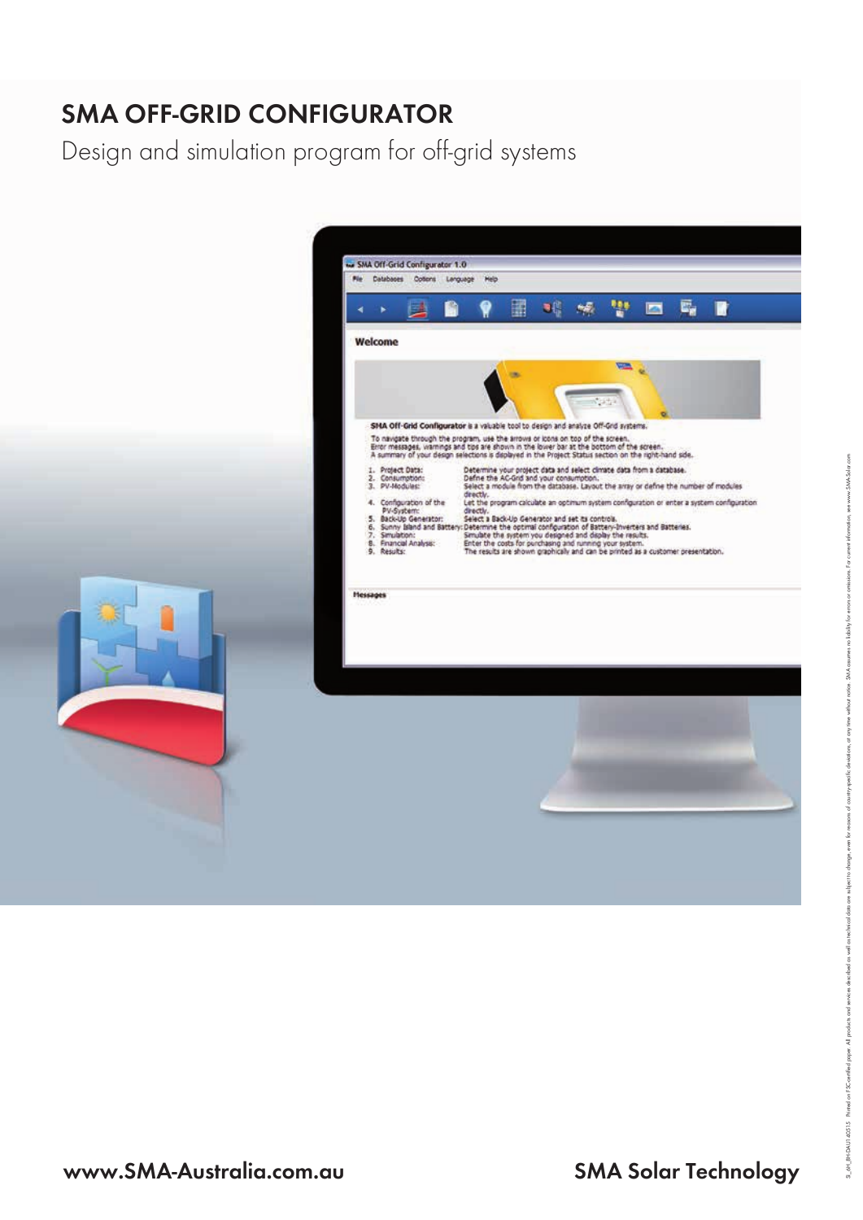# SMA OFF-GRID CONFIGURATOR

Design and simulation program for off-grid systems

www.SMA-Australia.com.au

SMA Solar Technology